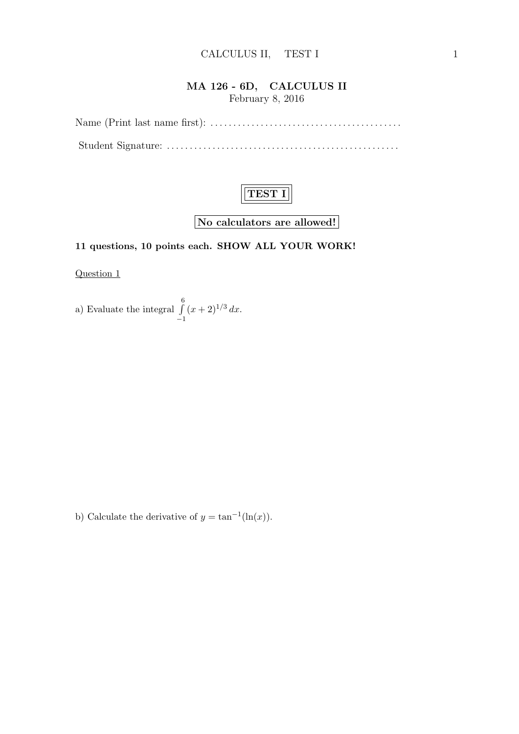# MA 126 - 6D, CALCULUS II

February 8, 2016

Name (Print last name first): .........................................

Student Signature: ..................................................

## TEST I

**No calculators are allowed!**

**11 questions, 10 points each. SHOW ALL YOUR WORK!**

Question 1

a) Evaluate the integral $\int_{-1}^{6} (x+2)^{1/3}\, dx$.

b) Calculate the derivative of $y = \tan^{-1}(\ln(x))$.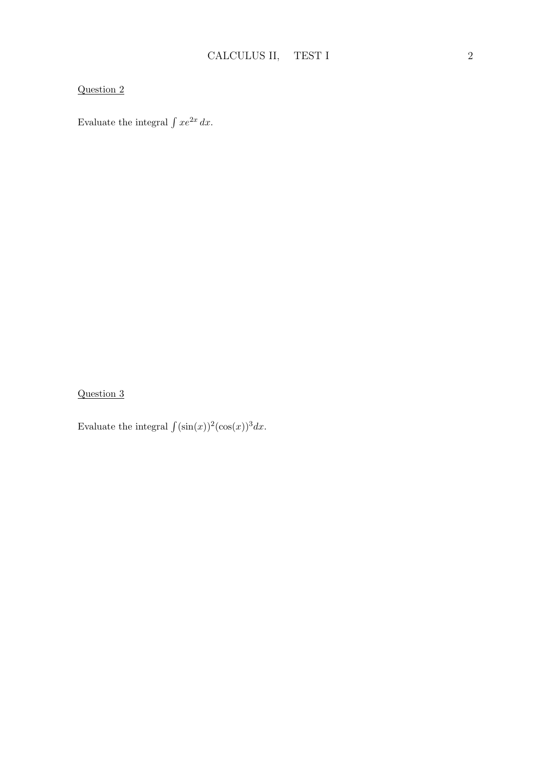Question 2

Evaluate the integral $\int xe^{2x}\,dx$.

Question 3

Evaluate the integral $\int (\sin(x))^2(\cos(x))^3dx$.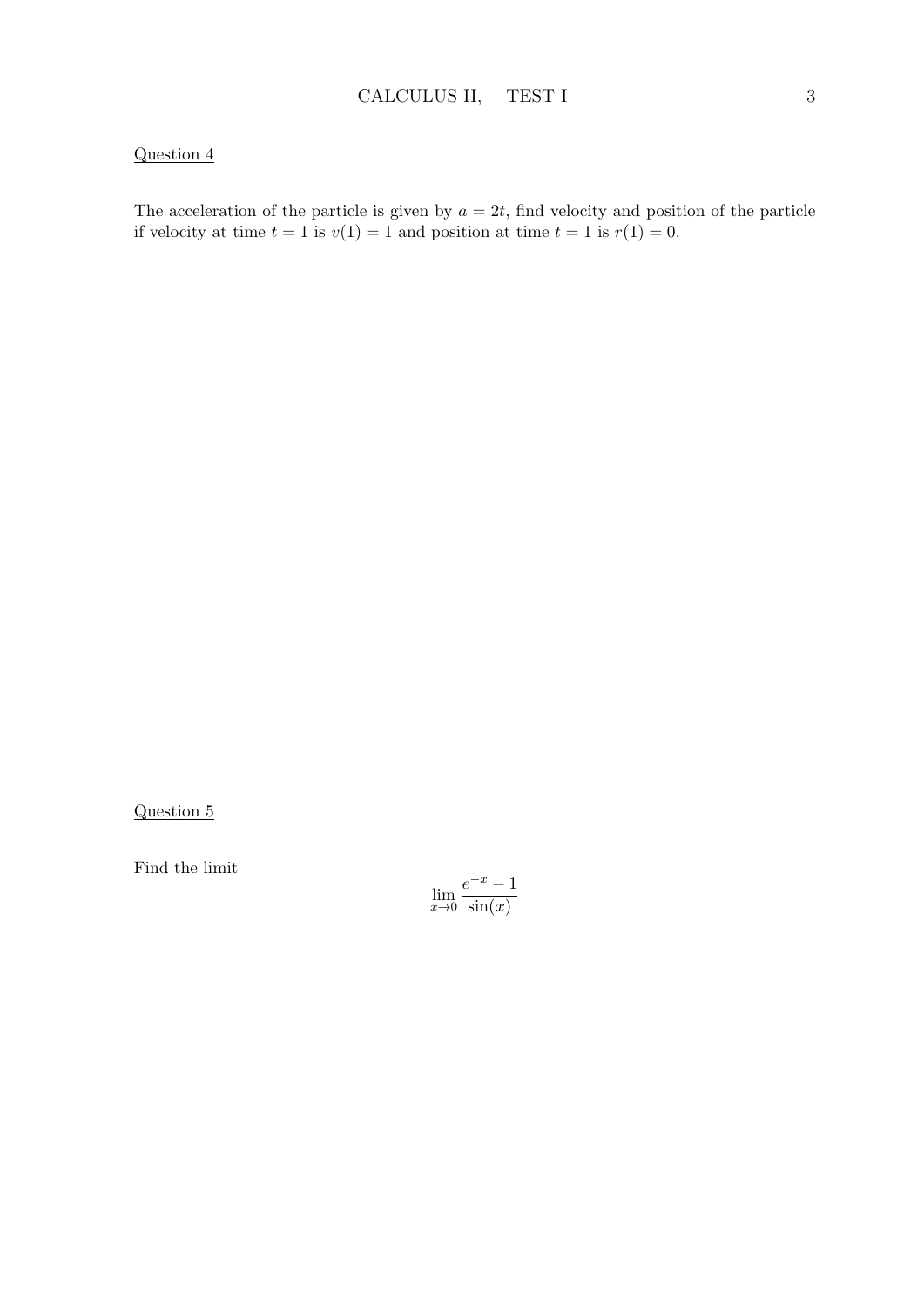Question 4

The acceleration of the particle is given by $a = 2t$, find velocity and position of the particle if velocity at time $t = 1$ is $v(1) = 1$ and position at time $t = 1$ is $r(1) = 0$.

Question 5

Find the limit

$$\lim_{x \to 0} \frac{e^{-x} - 1}{\sin(x)}$$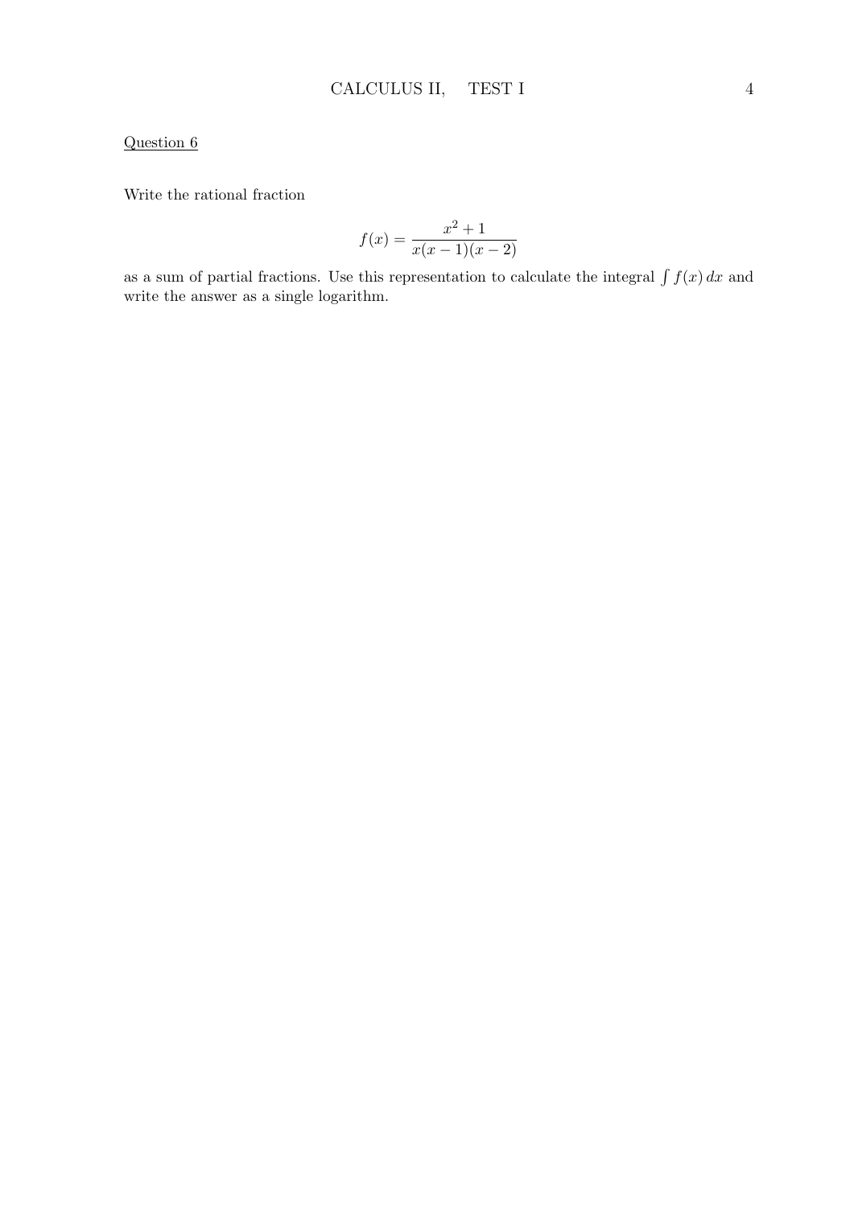Question 6

Write the rational fraction

$$f(x) = \frac{x^2 + 1}{x(x-1)(x-2)}$$

as a sum of partial fractions. Use this representation to calculate the integral $\int f(x)\,dx$ and write the answer as a single logarithm.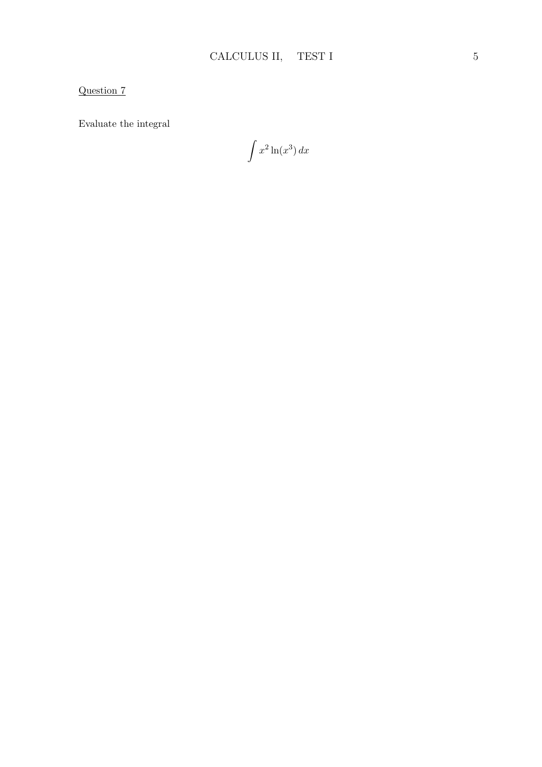<u>Question 7</u>

Evaluate the integral

$$\int x^2 \ln(x^3)\, dx$$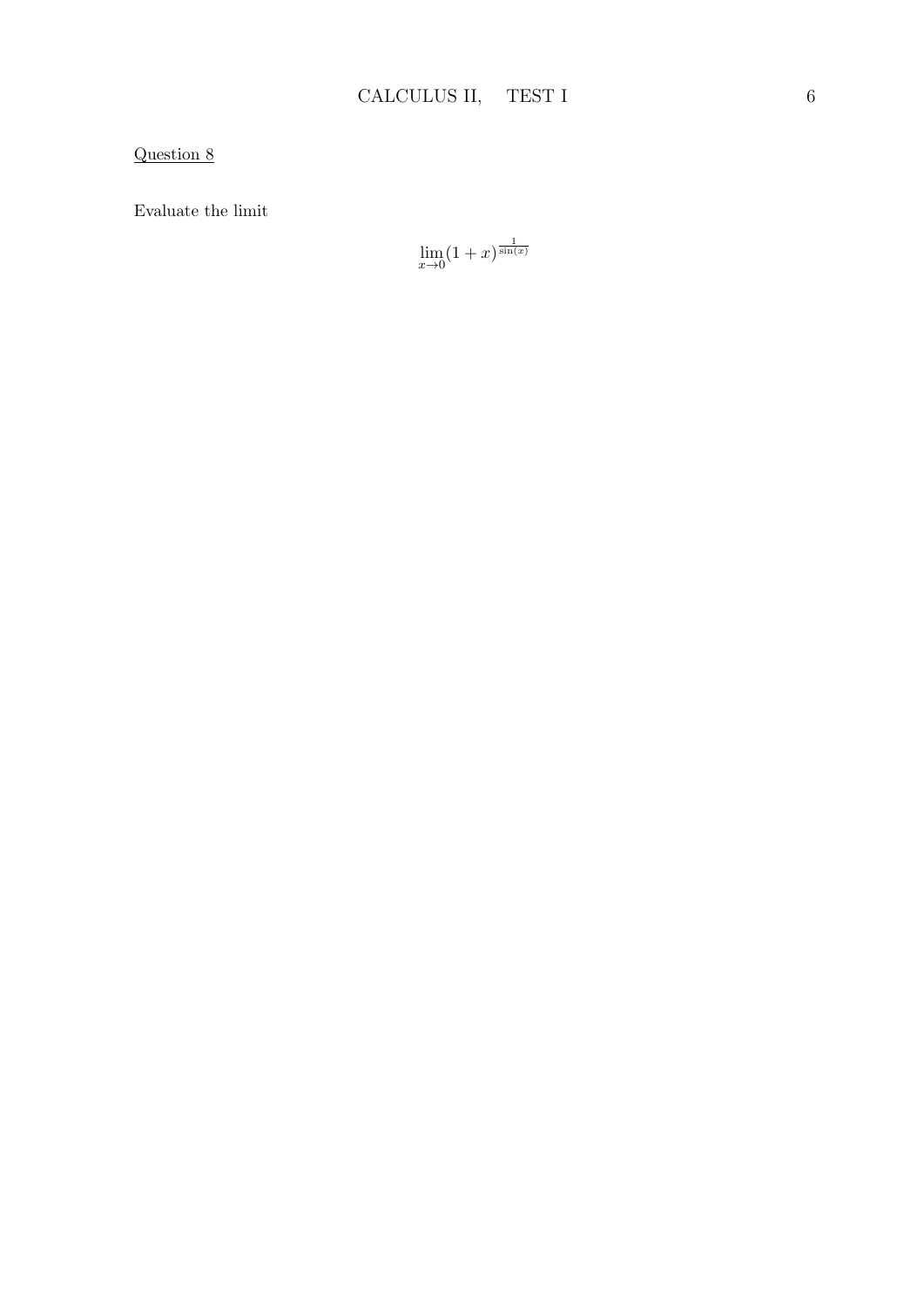Question 8

Evaluate the limit

$$\lim_{x \to 0} (1+x)^{\frac{1}{\sin(x)}}$$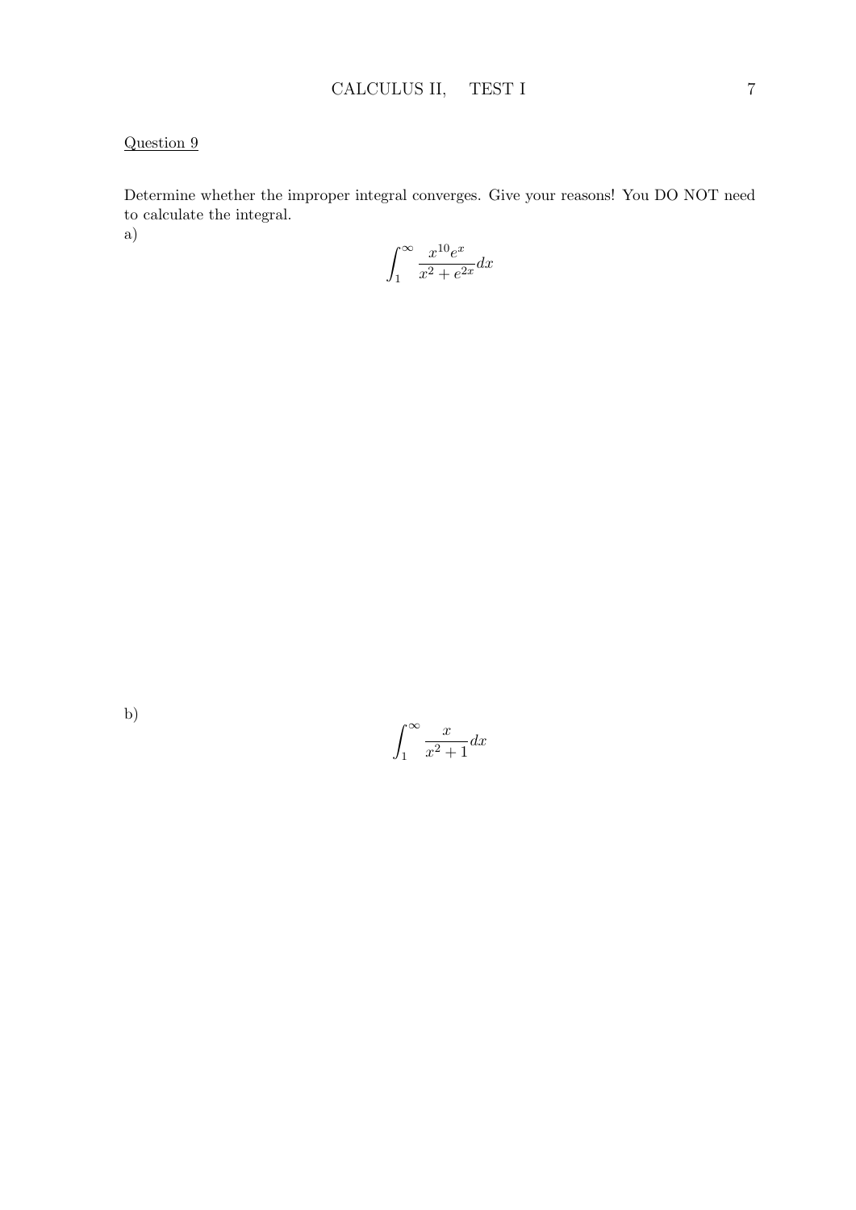Question 9

Determine whether the improper integral converges. Give your reasons! You DO NOT need to calculate the integral.

a)

$$\int_1^\infty \frac{x^{10}e^x}{x^2+e^{2x}}dx$$

b)

$$\int_1^\infty \frac{x}{x^2+1}dx$$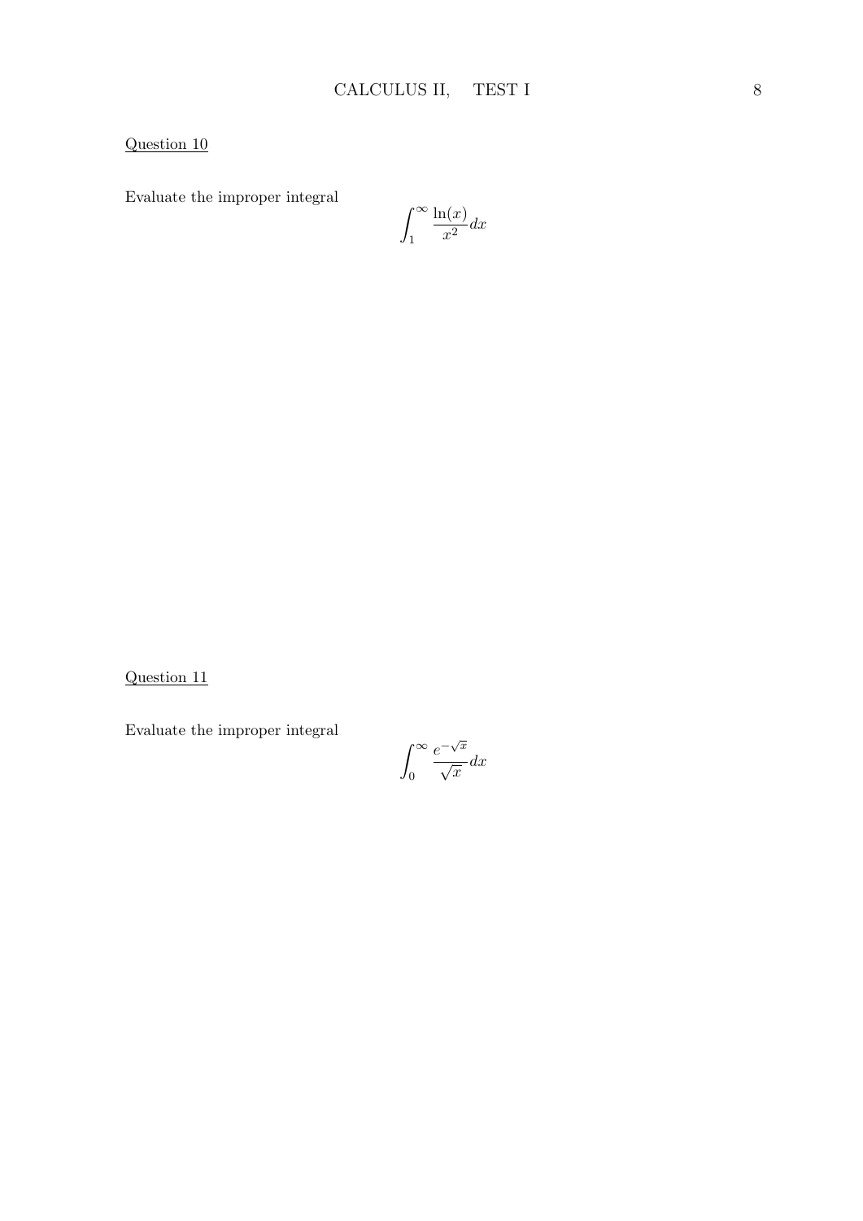Question 10

Evaluate the improper integral

$$\int_1^\infty \frac{\ln(x)}{x^2} dx$$

Question 11

Evaluate the improper integral

$$\int_0^\infty \frac{e^{-\sqrt{x}}}{\sqrt{x}} dx$$